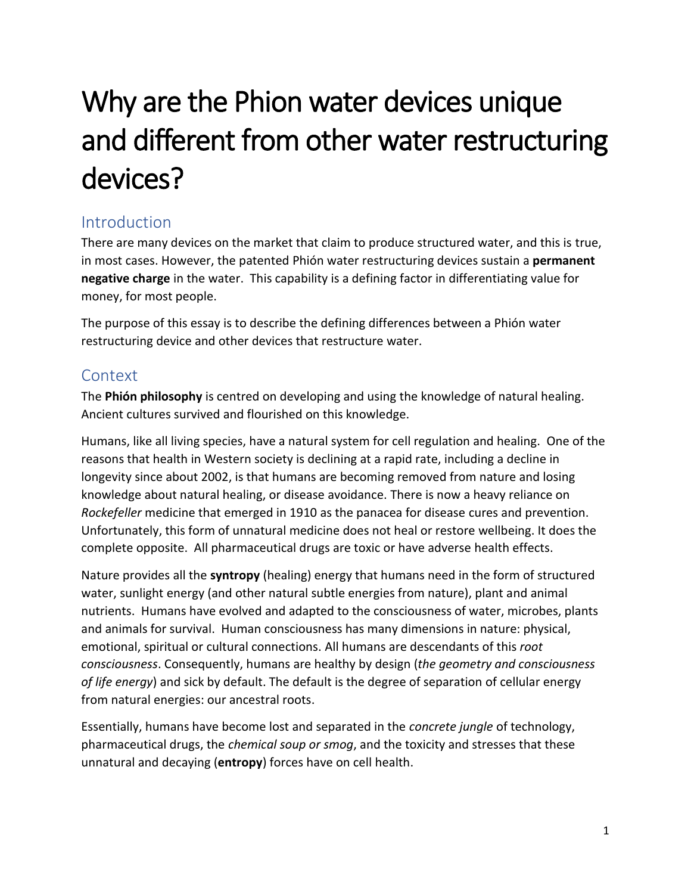# Why are the Phion water devices unique and different from other water restructuring devices?

## Introduction

There are many devices on the market that claim to produce structured water, and this is true, in most cases. However, the patented Phión water restructuring devices sustain a **permanent negative charge** in the water. This capability is a defining factor in differentiating value for money, for most people.

The purpose of this essay is to describe the defining differences between a Phión water restructuring device and other devices that restructure water.

## Context

The **Phión philosophy** is centred on developing and using the knowledge of natural healing. Ancient cultures survived and flourished on this knowledge.

Humans, like all living species, have a natural system for cell regulation and healing. One of the reasons that health in Western society is declining at a rapid rate, including a decline in longevity since about 2002, is that humans are becoming removed from nature and losing knowledge about natural healing, or disease avoidance. There is now a heavy reliance on *Rockefeller* medicine that emerged in 1910 as the panacea for disease cures and prevention. Unfortunately, this form of unnatural medicine does not heal or restore wellbeing. It does the complete opposite. All pharmaceutical drugs are toxic or have adverse health effects.

Nature provides all the **syntropy** (healing) energy that humans need in the form of structured water, sunlight energy (and other natural subtle energies from nature), plant and animal nutrients. Humans have evolved and adapted to the consciousness of water, microbes, plants and animals for survival. Human consciousness has many dimensions in nature: physical, emotional, spiritual or cultural connections. All humans are descendants of this *root consciousness*. Consequently, humans are healthy by design (*the geometry and consciousness of life energy*) and sick by default. The default is the degree of separation of cellular energy from natural energies: our ancestral roots.

Essentially, humans have become lost and separated in the *concrete jungle* of technology, pharmaceutical drugs, the *chemical soup or smog*, and the toxicity and stresses that these unnatural and decaying (**entropy**) forces have on cell health.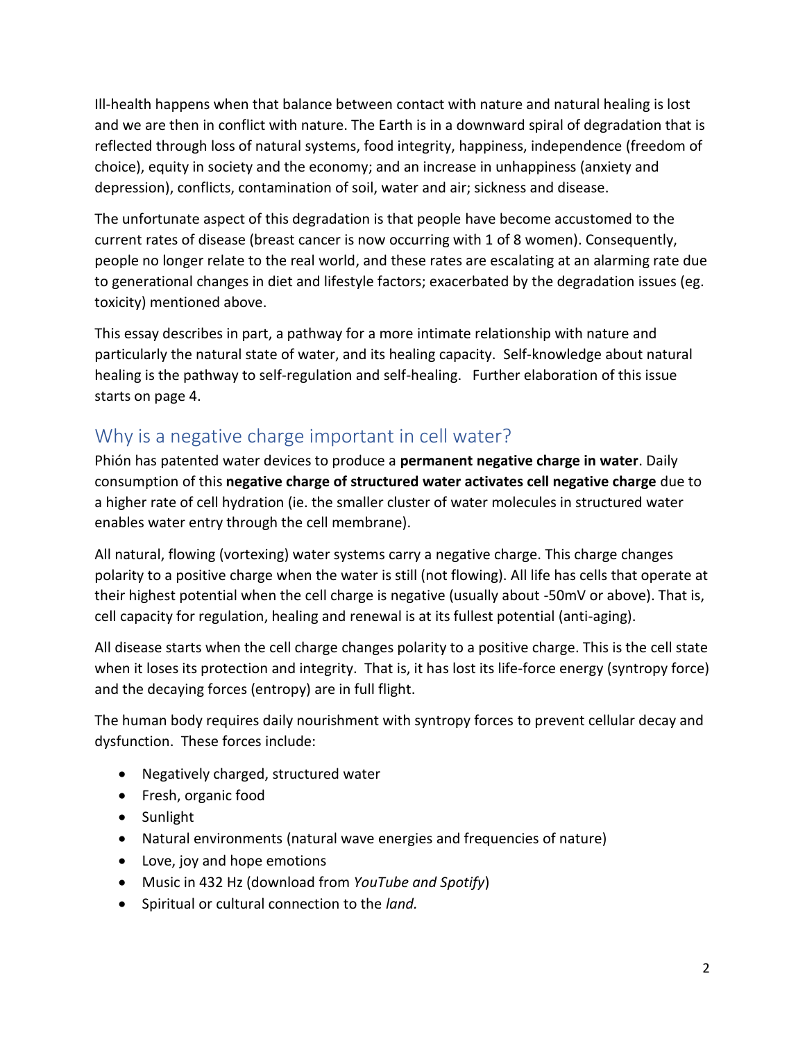Ill-health happens when that balance between contact with nature and natural healing is lost and we are then in conflict with nature. The Earth is in a downward spiral of degradation that is reflected through loss of natural systems, food integrity, happiness, independence (freedom of choice), equity in society and the economy; and an increase in unhappiness (anxiety and depression), conflicts, contamination of soil, water and air; sickness and disease.

The unfortunate aspect of this degradation is that people have become accustomed to the current rates of disease (breast cancer is now occurring with 1 of 8 women). Consequently, people no longer relate to the real world, and these rates are escalating at an alarming rate due to generational changes in diet and lifestyle factors; exacerbated by the degradation issues (eg. toxicity) mentioned above.

This essay describes in part, a pathway for a more intimate relationship with nature and particularly the natural state of water, and its healing capacity. Self-knowledge about natural healing is the pathway to self-regulation and self-healing. Further elaboration of this issue starts on page 4.

## Why is a negative charge important in cell water?

Phión has patented water devices to produce a **permanent negative charge in water**. Daily consumption of this **negative charge of structured water activates cell negative charge** due to a higher rate of cell hydration (ie. the smaller cluster of water molecules in structured water enables water entry through the cell membrane).

All natural, flowing (vortexing) water systems carry a negative charge. This charge changes polarity to a positive charge when the water is still (not flowing). All life has cells that operate at their highest potential when the cell charge is negative (usually about -50mV or above). That is, cell capacity for regulation, healing and renewal is at its fullest potential (anti-aging).

All disease starts when the cell charge changes polarity to a positive charge. This is the cell state when it loses its protection and integrity. That is, it has lost its life-force energy (syntropy force) and the decaying forces (entropy) are in full flight.

The human body requires daily nourishment with syntropy forces to prevent cellular decay and dysfunction. These forces include:

- Negatively charged, structured water
- Fresh, organic food
- Sunlight
- Natural environments (natural wave energies and frequencies of nature)
- Love, joy and hope emotions
- Music in 432 Hz (download from *YouTube and Spotify*)
- Spiritual or cultural connection to the *land.*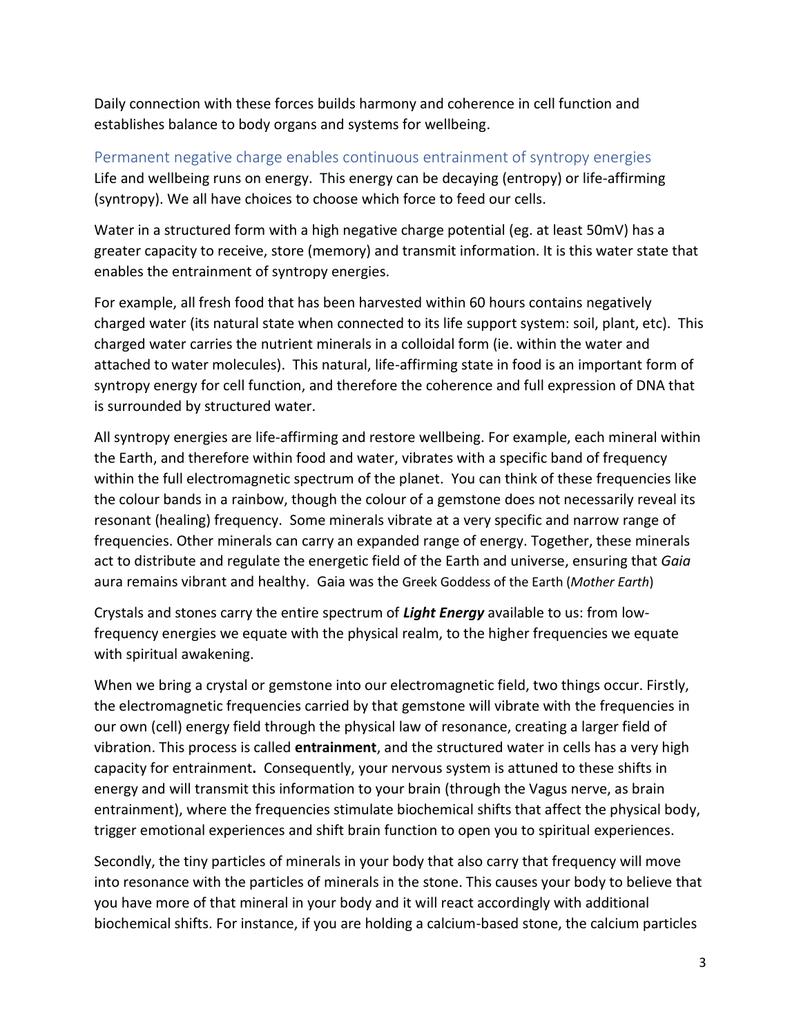Daily connection with these forces builds harmony and coherence in cell function and establishes balance to body organs and systems for wellbeing.

## Permanent negative charge enables continuous entrainment of syntropy energies

Life and wellbeing runs on energy. This energy can be decaying (entropy) or life-affirming (syntropy). We all have choices to choose which force to feed our cells.

Water in a structured form with a high negative charge potential (eg. at least 50mV) has a greater capacity to receive, store (memory) and transmit information. It is this water state that enables the entrainment of syntropy energies.

For example, all fresh food that has been harvested within 60 hours contains negatively charged water (its natural state when connected to its life support system: soil, plant, etc). This charged water carries the nutrient minerals in a colloidal form (ie. within the water and attached to water molecules). This natural, life-affirming state in food is an important form of syntropy energy for cell function, and therefore the coherence and full expression of DNA that is surrounded by structured water.

All syntropy energies are life-affirming and restore wellbeing. For example, each mineral within the Earth, and therefore within food and water, vibrates with a specific band of frequency within the full electromagnetic spectrum of the planet. You can think of these frequencies like the colour bands in a rainbow, though the colour of a gemstone does not necessarily reveal its resonant (healing) frequency. Some minerals vibrate at a very specific and narrow range of frequencies. Other minerals can carry an expanded range of energy. Together, these minerals act to distribute and regulate the energetic field of the Earth and universe, ensuring that *Gaia* aura remains vibrant and healthy. Gaia was the Greek Goddess of the Earth (*Mother Earth*)

Crystals and stones carry the entire spectrum of ***Light Energy*** available to us: from low-frequency energies we equate with the physical realm, to the higher frequencies we equate with spiritual awakening.

When we bring a crystal or gemstone into our electromagnetic field, two things occur. Firstly, the electromagnetic frequencies carried by that gemstone will vibrate with the frequencies in our own (cell) energy field through the physical law of resonance, creating a larger field of vibration. This process is called **entrainment**, and the structured water in cells has a very high capacity for entrainment**.** Consequently, your nervous system is attuned to these shifts in energy and will transmit this information to your brain (through the Vagus nerve, as brain entrainment), where the frequencies stimulate biochemical shifts that affect the physical body, trigger emotional experiences and shift brain function to open you to spiritual experiences.

Secondly, the tiny particles of minerals in your body that also carry that frequency will move into resonance with the particles of minerals in the stone. This causes your body to believe that you have more of that mineral in your body and it will react accordingly with additional biochemical shifts. For instance, if you are holding a calcium-based stone, the calcium particles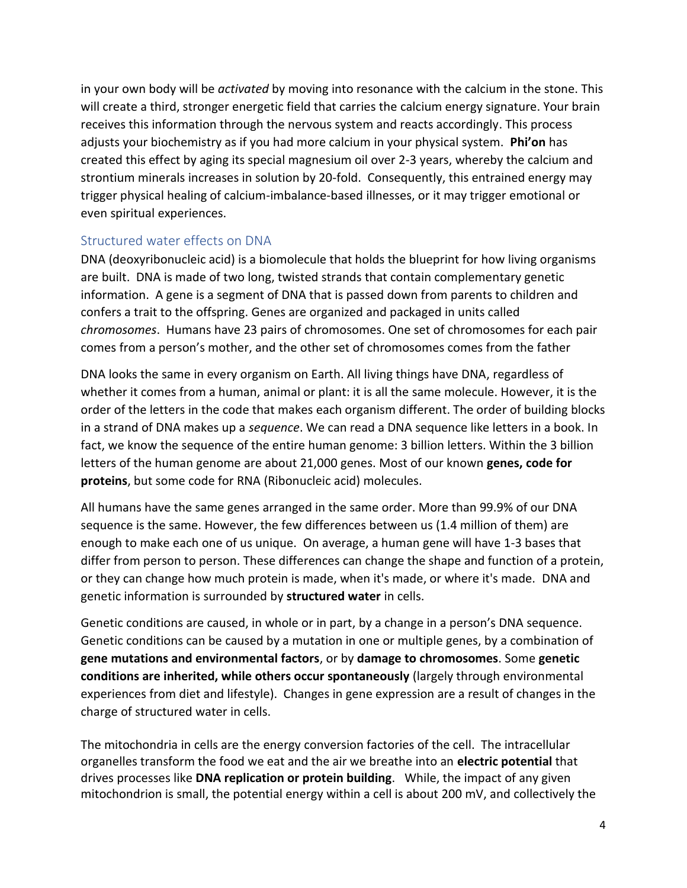in your own body will be *activated* by moving into resonance with the calcium in the stone. This will create a third, stronger energetic field that carries the calcium energy signature. Your brain receives this information through the nervous system and reacts accordingly. This process adjusts your biochemistry as if you had more calcium in your physical system. **Phi'on** has created this effect by aging its special magnesium oil over 2-3 years, whereby the calcium and strontium minerals increases in solution by 20-fold. Consequently, this entrained energy may trigger physical healing of calcium-imbalance-based illnesses, or it may trigger emotional or even spiritual experiences.

## Structured water effects on DNA

DNA (deoxyribonucleic acid) is a biomolecule that holds the blueprint for how living organisms are built. DNA is made of two long, twisted strands that contain complementary genetic information. A gene is a segment of DNA that is passed down from parents to children and confers a trait to the offspring. Genes are organized and packaged in units called *chromosomes*. Humans have 23 pairs of chromosomes. One set of chromosomes for each pair comes from a person's mother, and the other set of chromosomes comes from the father

DNA looks the same in every organism on Earth. All living things have DNA, regardless of whether it comes from a human, animal or plant: it is all the same molecule. However, it is the order of the letters in the code that makes each organism different. The order of building blocks in a strand of DNA makes up a *sequence*. We can read a DNA sequence like letters in a book. In fact, we know the sequence of the entire human genome: 3 billion letters. Within the 3 billion letters of the human genome are about 21,000 genes. Most of our known **genes, code for proteins**, but some code for RNA (Ribonucleic acid) molecules.

All humans have the same genes arranged in the same order. More than 99.9% of our DNA sequence is the same. However, the few differences between us (1.4 million of them) are enough to make each one of us unique. On average, a human gene will have 1-3 bases that differ from person to person. These differences can change the shape and function of a protein, or they can change how much protein is made, when it's made, or where it's made. DNA and genetic information is surrounded by **structured water** in cells.

Genetic conditions are caused, in whole or in part, by a change in a person's DNA sequence. Genetic conditions can be caused by a mutation in one or multiple genes, by a combination of **gene mutations and environmental factors**, or by **damage to chromosomes**. Some **genetic conditions are inherited, while others occur spontaneously** (largely through environmental experiences from diet and lifestyle). Changes in gene expression are a result of changes in the charge of structured water in cells.

The mitochondria in cells are the energy conversion factories of the cell. The intracellular organelles transform the food we eat and the air we breathe into an **electric potential** that drives processes like **DNA replication or protein building**. While, the impact of any given mitochondrion is small, the potential energy within a cell is about 200 mV, and collectively the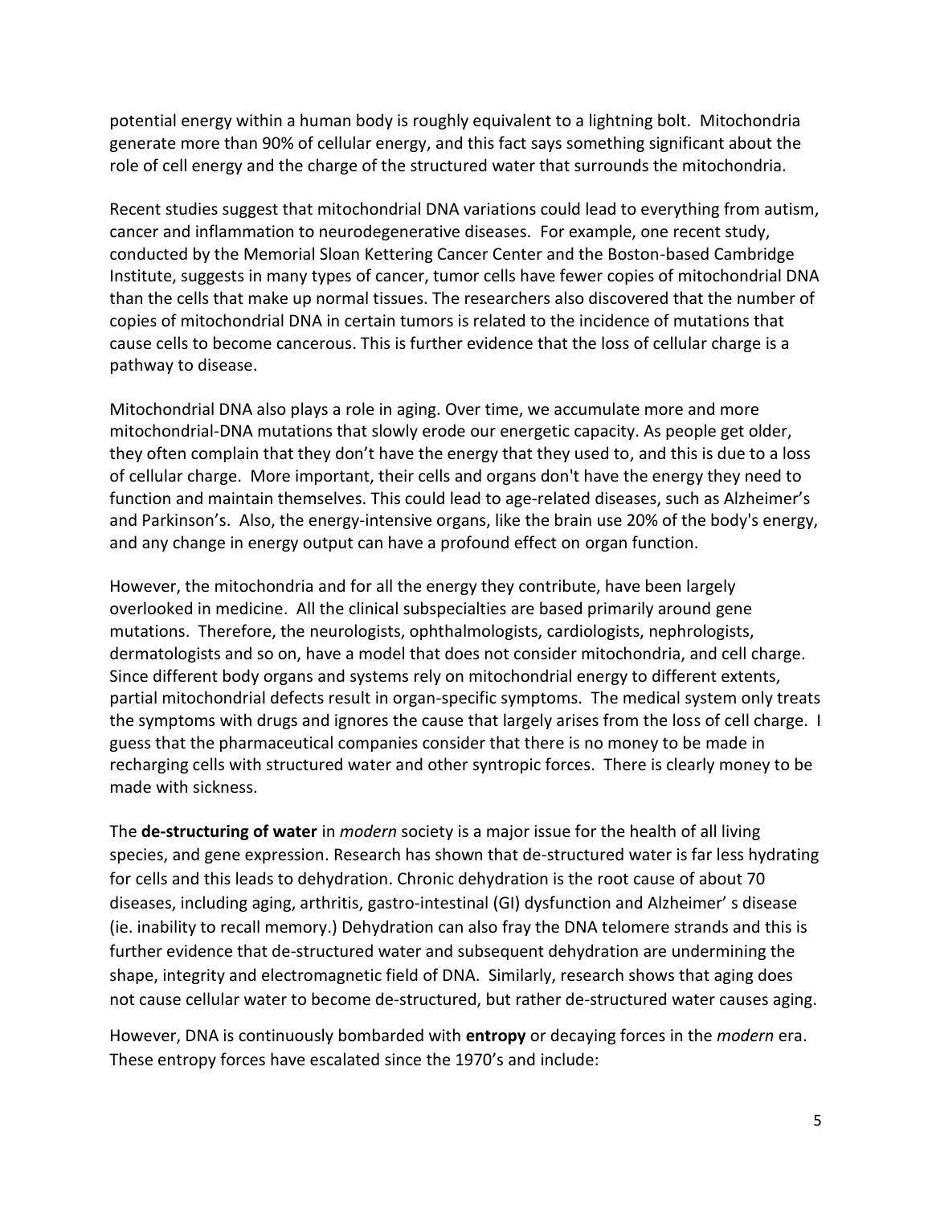potential energy within a human body is roughly equivalent to a lightning bolt.  Mitochondria generate more than 90% of cellular energy, and this fact says something significant about the role of cell energy and the charge of the structured water that surrounds the mitochondria.

Recent studies suggest that mitochondrial DNA variations could lead to everything from autism, cancer and inflammation to neurodegenerative diseases.  For example, one recent study, conducted by the Memorial Sloan Kettering Cancer Center and the Boston-based Cambridge Institute, suggests in many types of cancer, tumor cells have fewer copies of mitochondrial DNA than the cells that make up normal tissues. The researchers also discovered that the number of copies of mitochondrial DNA in certain tumors is related to the incidence of mutations that cause cells to become cancerous. This is further evidence that the loss of cellular charge is a pathway to disease.

Mitochondrial DNA also plays a role in aging. Over time, we accumulate more and more mitochondrial-DNA mutations that slowly erode our energetic capacity. As people get older, they often complain that they don't have the energy that they used to, and this is due to a loss of cellular charge.  More important, their cells and organs don't have the energy they need to function and maintain themselves. This could lead to age-related diseases, such as Alzheimer's and Parkinson's.  Also, the energy-intensive organs, like the brain use 20% of the body's energy, and any change in energy output can have a profound effect on organ function.

However, the mitochondria and for all the energy they contribute, have been largely overlooked in medicine.  All the clinical subspecialties are based primarily around gene mutations.  Therefore, the neurologists, ophthalmologists, cardiologists, nephrologists, dermatologists and so on, have a model that does not consider mitochondria, and cell charge. Since different body organs and systems rely on mitochondrial energy to different extents, partial mitochondrial defects result in organ-specific symptoms.  The medical system only treats the symptoms with drugs and ignores the cause that largely arises from the loss of cell charge.  I guess that the pharmaceutical companies consider that there is no money to be made in recharging cells with structured water and other syntropic forces.  There is clearly money to be made with sickness.

The **de-structuring of water** in *modern* society is a major issue for the health of all living species, and gene expression. Research has shown that de-structured water is far less hydrating for cells and this leads to dehydration. Chronic dehydration is the root cause of about 70 diseases, including aging, arthritis, gastro-intestinal (GI) dysfunction and Alzheimer' s disease (ie. inability to recall memory.) Dehydration can also fray the DNA telomere strands and this is further evidence that de-structured water and subsequent dehydration are undermining the shape, integrity and electromagnetic field of DNA.  Similarly, research shows that aging does not cause cellular water to become de-structured, but rather de-structured water causes aging.

However, DNA is continuously bombarded with **entropy** or decaying forces in the *modern* era. These entropy forces have escalated since the 1970's and include: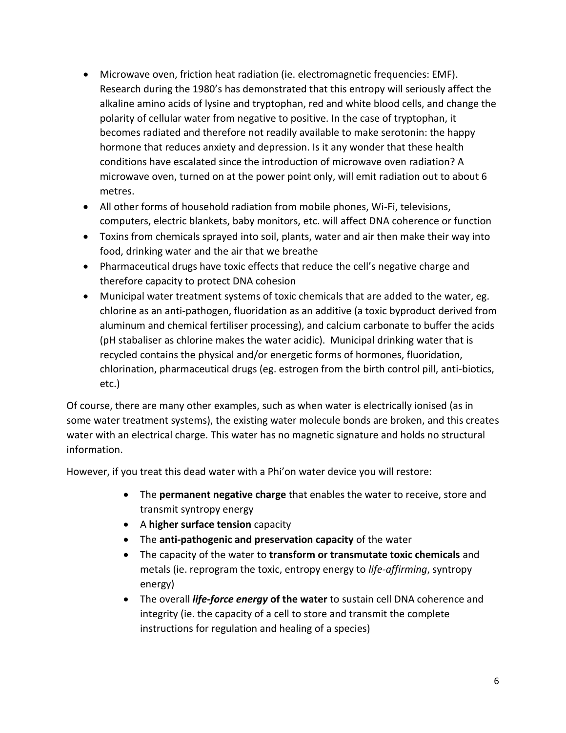- Microwave oven, friction heat radiation (ie. electromagnetic frequencies: EMF). Research during the 1980's has demonstrated that this entropy will seriously affect the alkaline amino acids of lysine and tryptophan, red and white blood cells, and change the polarity of cellular water from negative to positive. In the case of tryptophan, it becomes radiated and therefore not readily available to make serotonin: the happy hormone that reduces anxiety and depression. Is it any wonder that these health conditions have escalated since the introduction of microwave oven radiation? A microwave oven, turned on at the power point only, will emit radiation out to about 6 metres.
- All other forms of household radiation from mobile phones, Wi-Fi, televisions, computers, electric blankets, baby monitors, etc. will affect DNA coherence or function
- Toxins from chemicals sprayed into soil, plants, water and air then make their way into food, drinking water and the air that we breathe
- Pharmaceutical drugs have toxic effects that reduce the cell's negative charge and therefore capacity to protect DNA cohesion
- Municipal water treatment systems of toxic chemicals that are added to the water, eg. chlorine as an anti-pathogen, fluoridation as an additive (a toxic byproduct derived from aluminum and chemical fertiliser processing), and calcium carbonate to buffer the acids (pH stabaliser as chlorine makes the water acidic). Municipal drinking water that is recycled contains the physical and/or energetic forms of hormones, fluoridation, chlorination, pharmaceutical drugs (eg. estrogen from the birth control pill, anti-biotics, etc.)

Of course, there are many other examples, such as when water is electrically ionised (as in some water treatment systems), the existing water molecule bonds are broken, and this creates water with an electrical charge. This water has no magnetic signature and holds no structural information.

However, if you treat this dead water with a Phi'on water device you will restore:

- The **permanent negative charge** that enables the water to receive, store and transmit syntropy energy
- A **higher surface tension** capacity
- The **anti-pathogenic and preservation capacity** of the water
- The capacity of the water to **transform or transmutate toxic chemicals** and metals (ie. reprogram the toxic, entropy energy to *life-affirming*, syntropy energy)
- The overall ***life-force energy*** **of the water** to sustain cell DNA coherence and integrity (ie. the capacity of a cell to store and transmit the complete instructions for regulation and healing of a species)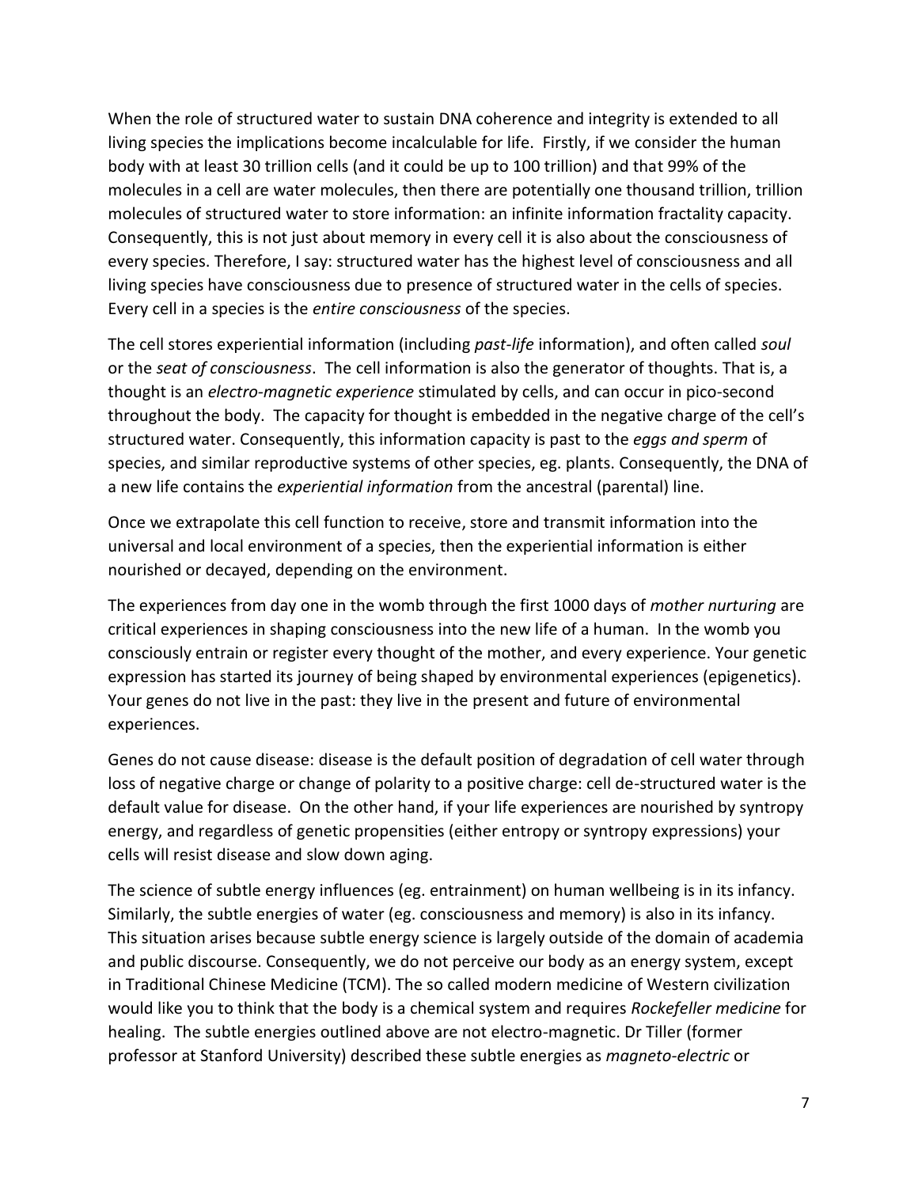When the role of structured water to sustain DNA coherence and integrity is extended to all living species the implications become incalculable for life. Firstly, if we consider the human body with at least 30 trillion cells (and it could be up to 100 trillion) and that 99% of the molecules in a cell are water molecules, then there are potentially one thousand trillion, trillion molecules of structured water to store information: an infinite information fractality capacity. Consequently, this is not just about memory in every cell it is also about the consciousness of every species. Therefore, I say: structured water has the highest level of consciousness and all living species have consciousness due to presence of structured water in the cells of species. Every cell in a species is the *entire consciousness* of the species.

The cell stores experiential information (including *past-life* information), and often called *soul* or the *seat of consciousness*. The cell information is also the generator of thoughts. That is, a thought is an *electro-magnetic experience* stimulated by cells, and can occur in pico-second throughout the body. The capacity for thought is embedded in the negative charge of the cell's structured water. Consequently, this information capacity is past to the *eggs and sperm* of species, and similar reproductive systems of other species, eg. plants. Consequently, the DNA of a new life contains the *experiential information* from the ancestral (parental) line.

Once we extrapolate this cell function to receive, store and transmit information into the universal and local environment of a species, then the experiential information is either nourished or decayed, depending on the environment.

The experiences from day one in the womb through the first 1000 days of *mother nurturing* are critical experiences in shaping consciousness into the new life of a human. In the womb you consciously entrain or register every thought of the mother, and every experience. Your genetic expression has started its journey of being shaped by environmental experiences (epigenetics). Your genes do not live in the past: they live in the present and future of environmental experiences.

Genes do not cause disease: disease is the default position of degradation of cell water through loss of negative charge or change of polarity to a positive charge: cell de-structured water is the default value for disease. On the other hand, if your life experiences are nourished by syntropy energy, and regardless of genetic propensities (either entropy or syntropy expressions) your cells will resist disease and slow down aging.

The science of subtle energy influences (eg. entrainment) on human wellbeing is in its infancy. Similarly, the subtle energies of water (eg. consciousness and memory) is also in its infancy. This situation arises because subtle energy science is largely outside of the domain of academia and public discourse. Consequently, we do not perceive our body as an energy system, except in Traditional Chinese Medicine (TCM). The so called modern medicine of Western civilization would like you to think that the body is a chemical system and requires *Rockefeller medicine* for healing. The subtle energies outlined above are not electro-magnetic. Dr Tiller (former professor at Stanford University) described these subtle energies as *magneto-electric* or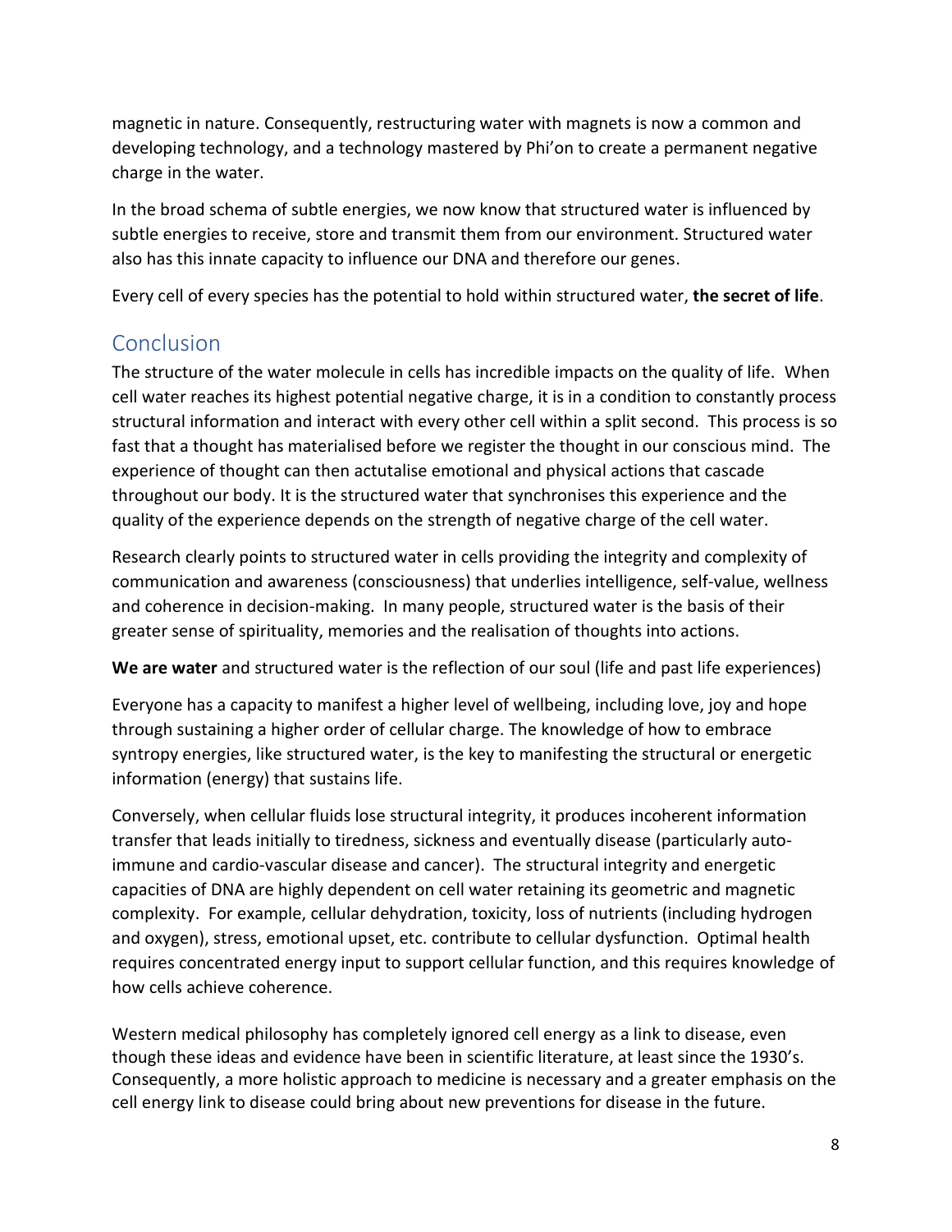magnetic in nature. Consequently, restructuring water with magnets is now a common and developing technology, and a technology mastered by Phi'on to create a permanent negative charge in the water.

In the broad schema of subtle energies, we now know that structured water is influenced by subtle energies to receive, store and transmit them from our environment. Structured water also has this innate capacity to influence our DNA and therefore our genes.

Every cell of every species has the potential to hold within structured water, **the secret of life**.

## Conclusion

The structure of the water molecule in cells has incredible impacts on the quality of life. When cell water reaches its highest potential negative charge, it is in a condition to constantly process structural information and interact with every other cell within a split second. This process is so fast that a thought has materialised before we register the thought in our conscious mind. The experience of thought can then actutalise emotional and physical actions that cascade throughout our body. It is the structured water that synchronises this experience and the quality of the experience depends on the strength of negative charge of the cell water.

Research clearly points to structured water in cells providing the integrity and complexity of communication and awareness (consciousness) that underlies intelligence, self-value, wellness and coherence in decision-making. In many people, structured water is the basis of their greater sense of spirituality, memories and the realisation of thoughts into actions.

**We are water** and structured water is the reflection of our soul (life and past life experiences)

Everyone has a capacity to manifest a higher level of wellbeing, including love, joy and hope through sustaining a higher order of cellular charge. The knowledge of how to embrace syntropy energies, like structured water, is the key to manifesting the structural or energetic information (energy) that sustains life.

Conversely, when cellular fluids lose structural integrity, it produces incoherent information transfer that leads initially to tiredness, sickness and eventually disease (particularly auto-immune and cardio-vascular disease and cancer). The structural integrity and energetic capacities of DNA are highly dependent on cell water retaining its geometric and magnetic complexity. For example, cellular dehydration, toxicity, loss of nutrients (including hydrogen and oxygen), stress, emotional upset, etc. contribute to cellular dysfunction. Optimal health requires concentrated energy input to support cellular function, and this requires knowledge of how cells achieve coherence.

Western medical philosophy has completely ignored cell energy as a link to disease, even though these ideas and evidence have been in scientific literature, at least since the 1930's. Consequently, a more holistic approach to medicine is necessary and a greater emphasis on the cell energy link to disease could bring about new preventions for disease in the future.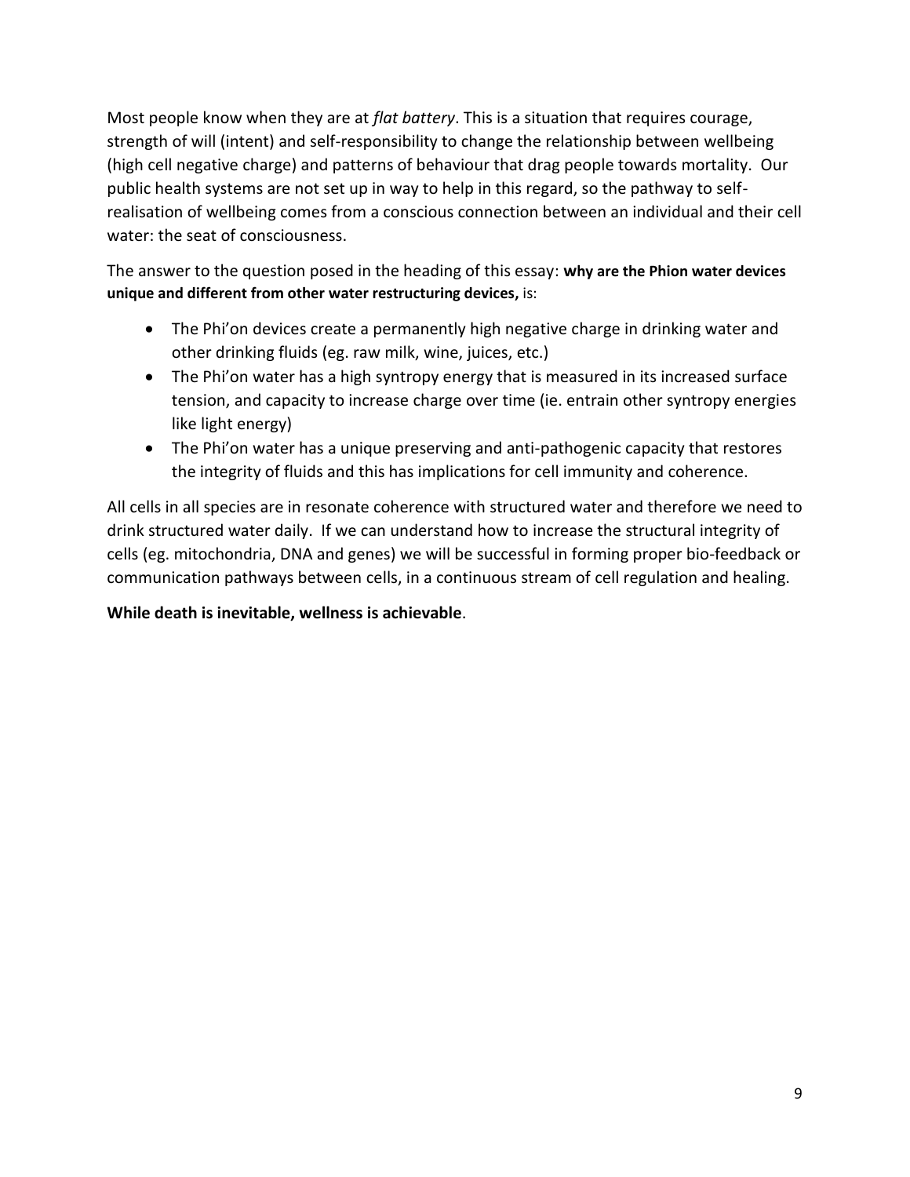Most people know when they are at *flat battery*. This is a situation that requires courage, strength of will (intent) and self-responsibility to change the relationship between wellbeing (high cell negative charge) and patterns of behaviour that drag people towards mortality. Our public health systems are not set up in way to help in this regard, so the pathway to self-realisation of wellbeing comes from a conscious connection between an individual and their cell water: the seat of consciousness.

The answer to the question posed in the heading of this essay: **why are the Phion water devices unique and different from other water restructuring devices,** is:

- The Phi'on devices create a permanently high negative charge in drinking water and other drinking fluids (eg. raw milk, wine, juices, etc.)
- The Phi'on water has a high syntropy energy that is measured in its increased surface tension, and capacity to increase charge over time (ie. entrain other syntropy energies like light energy)
- The Phi'on water has a unique preserving and anti-pathogenic capacity that restores the integrity of fluids and this has implications for cell immunity and coherence.

All cells in all species are in resonate coherence with structured water and therefore we need to drink structured water daily. If we can understand how to increase the structural integrity of cells (eg. mitochondria, DNA and genes) we will be successful in forming proper bio-feedback or communication pathways between cells, in a continuous stream of cell regulation and healing.

**While death is inevitable, wellness is achievable**.